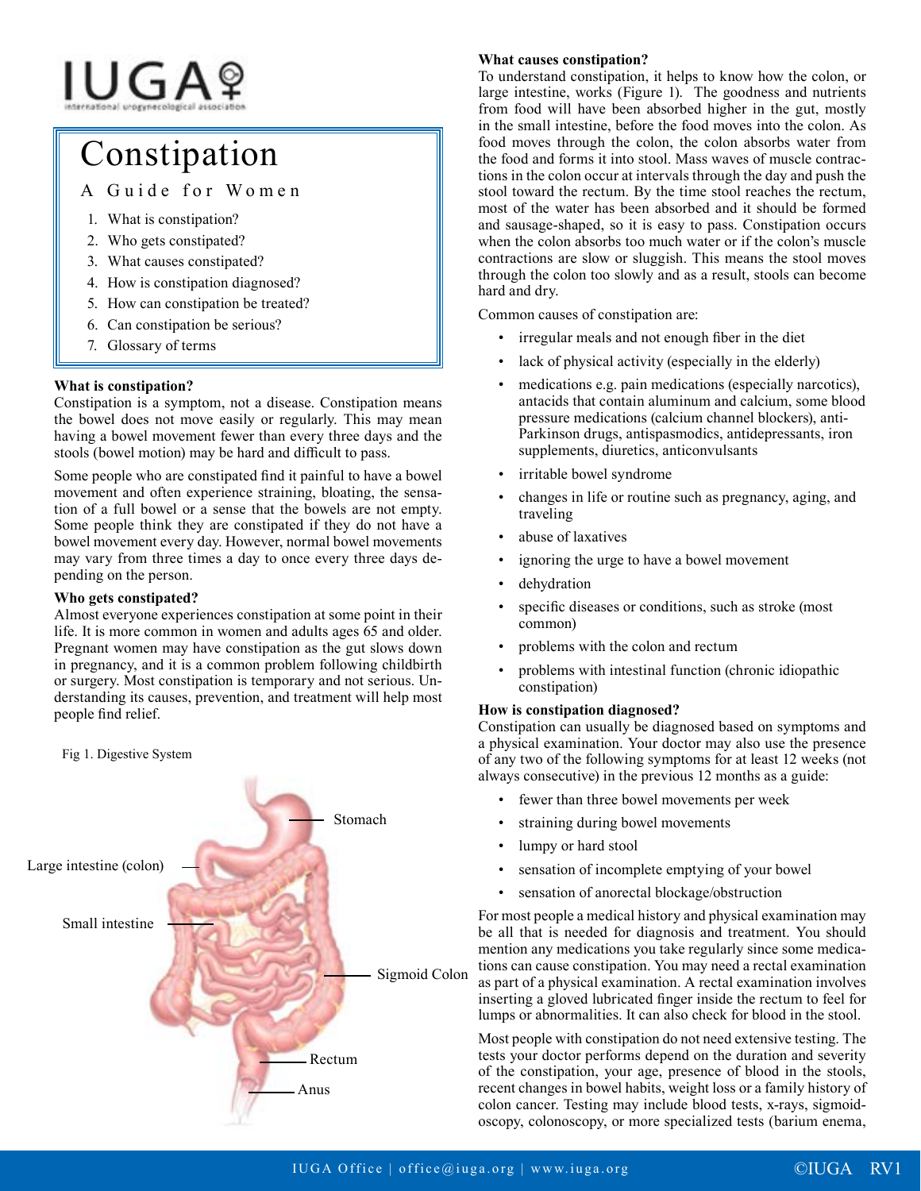IUGA international urogynecological association

# Constipation

## A Guide for Women

1. What is constipation?
2. Who gets constipated?
3. What causes constipated?
4. How is constipation diagnosed?
5. How can constipation be treated?
6. Can constipation be serious?
7. Glossary of terms

### What is constipation?

Constipation is a symptom, not a disease. Constipation means the bowel does not move easily or regularly. This may mean having a bowel movement fewer than every three days and the stools (bowel motion) may be hard and difficult to pass.

Some people who are constipated find it painful to have a bowel movement and often experience straining, bloating, the sensation of a full bowel or a sense that the bowels are not empty. Some people think they are constipated if they do not have a bowel movement every day. However, normal bowel movements may vary from three times a day to once every three days depending on the person.

### Who gets constipated?

Almost everyone experiences constipation at some point in their life. It is more common in women and adults ages 65 and older. Pregnant women may have constipation as the gut slows down in pregnancy, and it is a common problem following childbirth or surgery. Most constipation is temporary and not serious. Understanding its causes, prevention, and treatment will help most people find relief.

Fig 1. Digestive System

Stomach

Large intestine (colon)

Small intestine

Sigmoid Colon

Rectum

Anus

### What causes constipation?

To understand constipation, it helps to know how the colon, or large intestine, works (Figure 1). The goodness and nutrients from food will have been absorbed higher in the gut, mostly in the small intestine, before the food moves into the colon. As food moves through the colon, the colon absorbs water from the food and forms it into stool. Mass waves of muscle contractions in the colon occur at intervals through the day and push the stool toward the rectum. By the time stool reaches the rectum, most of the water has been absorbed and it should be formed and sausage-shaped, so it is easy to pass. Constipation occurs when the colon absorbs too much water or if the colon's muscle contractions are slow or sluggish. This means the stool moves through the colon too slowly and as a result, stools can become hard and dry.

Common causes of constipation are:

- irregular meals and not enough fiber in the diet
- lack of physical activity (especially in the elderly)
- medications e.g. pain medications (especially narcotics), antacids that contain aluminum and calcium, some blood pressure medications (calcium channel blockers), anti-Parkinson drugs, antispasmodics, antidepressants, iron supplements, diuretics, anticonvulsants
- irritable bowel syndrome
- changes in life or routine such as pregnancy, aging, and traveling
- abuse of laxatives
- ignoring the urge to have a bowel movement
- dehydration
- specific diseases or conditions, such as stroke (most common)
- problems with the colon and rectum
- problems with intestinal function (chronic idiopathic constipation)

### How is constipation diagnosed?

Constipation can usually be diagnosed based on symptoms and a physical examination. Your doctor may also use the presence of any two of the following symptoms for at least 12 weeks (not always consecutive) in the previous 12 months as a guide:

- fewer than three bowel movements per week
- straining during bowel movements
- lumpy or hard stool
- sensation of incomplete emptying of your bowel
- sensation of anorectal blockage/obstruction

For most people a medical history and physical examination may be all that is needed for diagnosis and treatment. You should mention any medications you take regularly since some medications can cause constipation. You may need a rectal examination as part of a physical examination. A rectal examination involves inserting a gloved lubricated finger inside the rectum to feel for lumps or abnormalities. It can also check for blood in the stool.

Most people with constipation do not need extensive testing. The tests your doctor performs depend on the duration and severity of the constipation, your age, presence of blood in the stools, recent changes in bowel habits, weight loss or a family history of colon cancer. Testing may include blood tests, x-rays, sigmoidoscopy, colonoscopy, or more specialized tests (barium enema,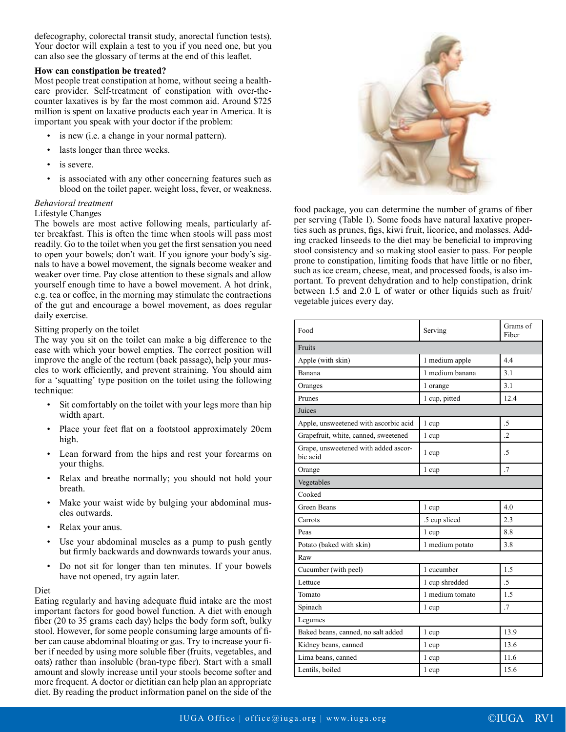defecography, colorectal transit study, anorectal function tests). Your doctor will explain a test to you if you need one, but you can also see the glossary of terms at the end of this leaflet.

**How can constipation be treated?**

Most people treat constipation at home, without seeing a healthcare provider. Self-treatment of constipation with over-the-counter laxatives is by far the most common aid. Around $725 million is spent on laxative products each year in America. It is important you speak with your doctor if the problem:

- is new (i.e. a change in your normal pattern).
- lasts longer than three weeks.
- is severe.
- is associated with any other concerning features such as blood on the toilet paper, weight loss, fever, or weakness.

*Behavioral treatment*

Lifestyle Changes

The bowels are most active following meals, particularly after breakfast. This is often the time when stools will pass most readily. Go to the toilet when you get the first sensation you need to open your bowels; don't wait. If you ignore your body's signals to have a bowel movement, the signals become weaker and weaker over time. Pay close attention to these signals and allow yourself enough time to have a bowel movement. A hot drink, e.g. tea or coffee, in the morning may stimulate the contractions of the gut and encourage a bowel movement, as does regular daily exercise.

Sitting properly on the toilet

The way you sit on the toilet can make a big difference to the ease with which your bowel empties. The correct position will improve the angle of the rectum (back passage), help your muscles to work efficiently, and prevent straining. You should aim for a 'squatting' type position on the toilet using the following technique:

- Sit comfortably on the toilet with your legs more than hip width apart.
- Place your feet flat on a footstool approximately 20cm high.
- Lean forward from the hips and rest your forearms on your thighs.
- Relax and breathe normally; you should not hold your breath.
- Make your waist wide by bulging your abdominal muscles outwards.
- Relax your anus.
- Use your abdominal muscles as a pump to push gently but firmly backwards and downwards towards your anus.
- Do not sit for longer than ten minutes. If your bowels have not opened, try again later.

Diet

Eating regularly and having adequate fluid intake are the most important factors for good bowel function. A diet with enough fiber (20 to 35 grams each day) helps the body form soft, bulky stool. However, for some people consuming large amounts of fiber can cause abdominal bloating or gas. Try to increase your fiber if needed by using more soluble fiber (fruits, vegetables, and oats) rather than insoluble (bran-type fiber). Start with a small amount and slowly increase until your stools become softer and more frequent. A doctor or dietitian can help plan an appropriate diet. By reading the product information panel on the side of the food package, you can determine the number of grams of fiber per serving (Table 1). Some foods have natural laxative properties such as prunes, figs, kiwi fruit, licorice, and molasses. Adding cracked linseeds to the diet may be beneficial to improving stool consistency and so making stool easier to pass. For people prone to constipation, limiting foods that have little or no fiber, such as ice cream, cheese, meat, and processed foods, is also important. To prevent dehydration and to help constipation, drink between 1.5 and 2.0 L of water or other liquids such as fruit/vegetable juices every day.

| Food | Serving | Grams of Fiber |
|---|---|---|
| **Fruits** | | |
| Apple (with skin) | 1 medium apple | 4.4 |
| Banana | 1 medium banana | 3.1 |
| Oranges | 1 orange | 3.1 |
| Prunes | 1 cup, pitted | 12.4 |
| **Juices** | | |
| Apple, unsweetened with ascorbic acid | 1 cup | .5 |
| Grapefruit, white, canned, sweetened | 1 cup | .2 |
| Grape, unsweetened with added ascorbic acid | 1 cup | .5 |
| Orange | 1 cup | .7 |
| **Vegetables** | | |
| Cooked | | |
| Green Beans | 1 cup | 4.0 |
| Carrots | .5 cup sliced | 2.3 |
| Peas | 1 cup | 8.8 |
| Potato (baked with skin) | 1 medium potato | 3.8 |
| Raw | | |
| Cucumber (with peel) | 1 cucumber | 1.5 |
| Lettuce | 1 cup shredded | .5 |
| Tomato | 1 medium tomato | 1.5 |
| Spinach | 1 cup | .7 |
| Legumes | | |
| Baked beans, canned, no salt added | 1 cup | 13.9 |
| Kidney beans, canned | 1 cup | 13.6 |
| Lima beans, canned | 1 cup | 11.6 |
| Lentils, boiled | 1 cup | 15.6 |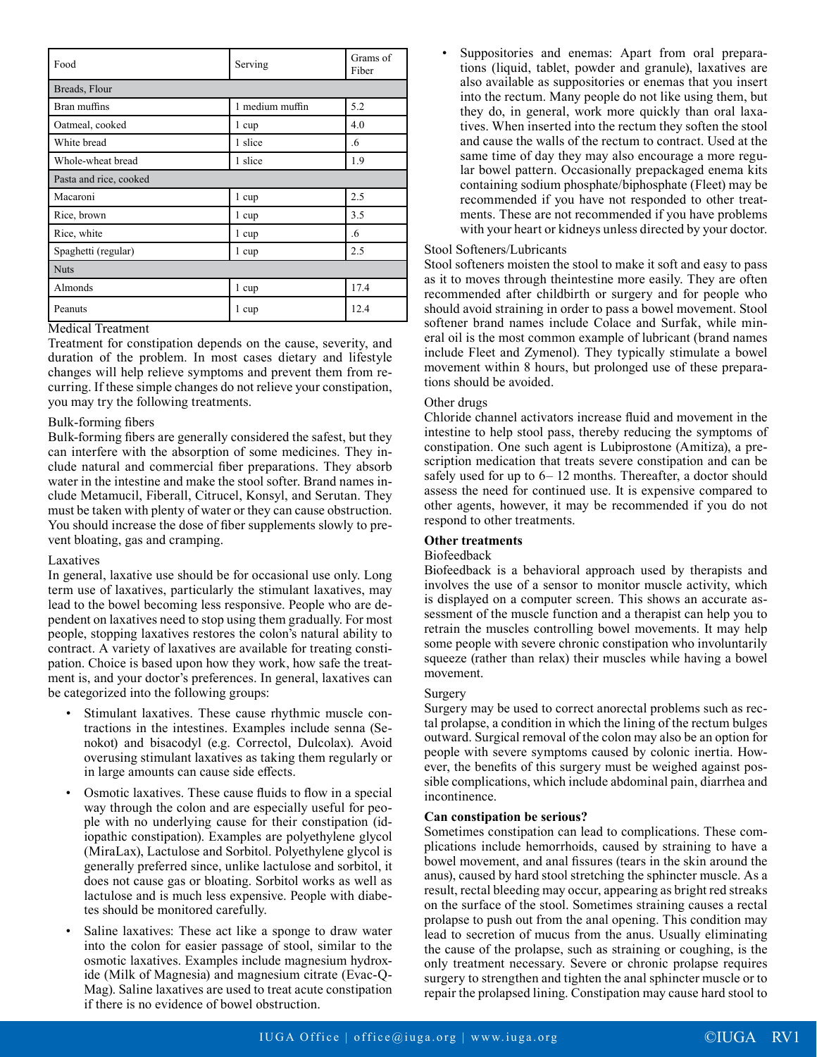| Food | Serving | Grams of Fiber |
|---|---|---|
| Breads, Flour | | |
| Bran muffins | 1 medium muffin | 5.2 |
| Oatmeal, cooked | 1 cup | 4.0 |
| White bread | 1 slice | .6 |
| Whole-wheat bread | 1 slice | 1.9 |
| Pasta and rice, cooked | | |
| Macaroni | 1 cup | 2.5 |
| Rice, brown | 1 cup | 3.5 |
| Rice, white | 1 cup | .6 |
| Spaghetti (regular) | 1 cup | 2.5 |
| Nuts | | |
| Almonds | 1 cup | 17.4 |
| Peanuts | 1 cup | 12.4 |

Medical Treatment

Treatment for constipation depends on the cause, severity, and duration of the problem. In most cases dietary and lifestyle changes will help relieve symptoms and prevent them from recurring. If these simple changes do not relieve your constipation, you may try the following treatments.

Bulk-forming fibers

Bulk-forming fibers are generally considered the safest, but they can interfere with the absorption of some medicines. They include natural and commercial fiber preparations. They absorb water in the intestine and make the stool softer. Brand names include Metamucil, Fiberall, Citrucel, Konsyl, and Serutan. They must be taken with plenty of water or they can cause obstruction. You should increase the dose of fiber supplements slowly to prevent bloating, gas and cramping.

Laxatives

In general, laxative use should be for occasional use only. Long term use of laxatives, particularly the stimulant laxatives, may lead to the bowel becoming less responsive. People who are dependent on laxatives need to stop using them gradually. For most people, stopping laxatives restores the colon's natural ability to contract. A variety of laxatives are available for treating constipation. Choice is based upon how they work, how safe the treatment is, and your doctor's preferences. In general, laxatives can be categorized into the following groups:

- Stimulant laxatives. These cause rhythmic muscle contractions in the intestines. Examples include senna (Senokot) and bisacodyl (e.g. Correctol, Dulcolax). Avoid overusing stimulant laxatives as taking them regularly or in large amounts can cause side effects.
- Osmotic laxatives. These cause fluids to flow in a special way through the colon and are especially useful for people with no underlying cause for their constipation (idiopathic constipation). Examples are polyethylene glycol (MiraLax), Lactulose and Sorbitol. Polyethylene glycol is generally preferred since, unlike lactulose and sorbitol, it does not cause gas or bloating. Sorbitol works as well as lactulose and is much less expensive. People with diabetes should be monitored carefully.
- Saline laxatives: These act like a sponge to draw water into the colon for easier passage of stool, similar to the osmotic laxatives. Examples include magnesium hydroxide (Milk of Magnesia) and magnesium citrate (Evac-Q-Mag). Saline laxatives are used to treat acute constipation if there is no evidence of bowel obstruction.
- Suppositories and enemas: Apart from oral preparations (liquid, tablet, powder and granule), laxatives are also available as suppositories or enemas that you insert into the rectum. Many people do not like using them, but they do, in general, work more quickly than oral laxatives. When inserted into the rectum they soften the stool and cause the walls of the rectum to contract. Used at the same time of day they may also encourage a more regular bowel pattern. Occasionally prepackaged enema kits containing sodium phosphate/biphosphate (Fleet) may be recommended if you have not responded to other treatments. These are not recommended if you have problems with your heart or kidneys unless directed by your doctor.

Stool Softeners/Lubricants

Stool softeners moisten the stool to make it soft and easy to pass as it to moves through theintestine more easily. They are often recommended after childbirth or surgery and for people who should avoid straining in order to pass a bowel movement. Stool softener brand names include Colace and Surfak, while mineral oil is the most common example of lubricant (brand names include Fleet and Zymenol). They typically stimulate a bowel movement within 8 hours, but prolonged use of these preparations should be avoided.

Other drugs

Chloride channel activators increase fluid and movement in the intestine to help stool pass, thereby reducing the symptoms of constipation. One such agent is Lubiprostone (Amitiza), a prescription medication that treats severe constipation and can be safely used for up to 6– 12 months. Thereafter, a doctor should assess the need for continued use. It is expensive compared to other agents, however, it may be recommended if you do not respond to other treatments.

**Other treatments**

Biofeedback

Biofeedback is a behavioral approach used by therapists and involves the use of a sensor to monitor muscle activity, which is displayed on a computer screen. This shows an accurate assessment of the muscle function and a therapist can help you to retrain the muscles controlling bowel movements. It may help some people with severe chronic constipation who involuntarily squeeze (rather than relax) their muscles while having a bowel movement.

Surgery

Surgery may be used to correct anorectal problems such as rectal prolapse, a condition in which the lining of the rectum bulges outward. Surgical removal of the colon may also be an option for people with severe symptoms caused by colonic inertia. However, the benefits of this surgery must be weighed against possible complications, which include abdominal pain, diarrhea and incontinence.

**Can constipation be serious?**

Sometimes constipation can lead to complications. These complications include hemorrhoids, caused by straining to have a bowel movement, and anal fissures (tears in the skin around the anus), caused by hard stool stretching the sphincter muscle. As a result, rectal bleeding may occur, appearing as bright red streaks on the surface of the stool. Sometimes straining causes a rectal prolapse to push out from the anal opening. This condition may lead to secretion of mucus from the anus. Usually eliminating the cause of the prolapse, such as straining or coughing, is the only treatment necessary. Severe or chronic prolapse requires surgery to strengthen and tighten the anal sphincter muscle or to repair the prolapsed lining. Constipation may cause hard stool to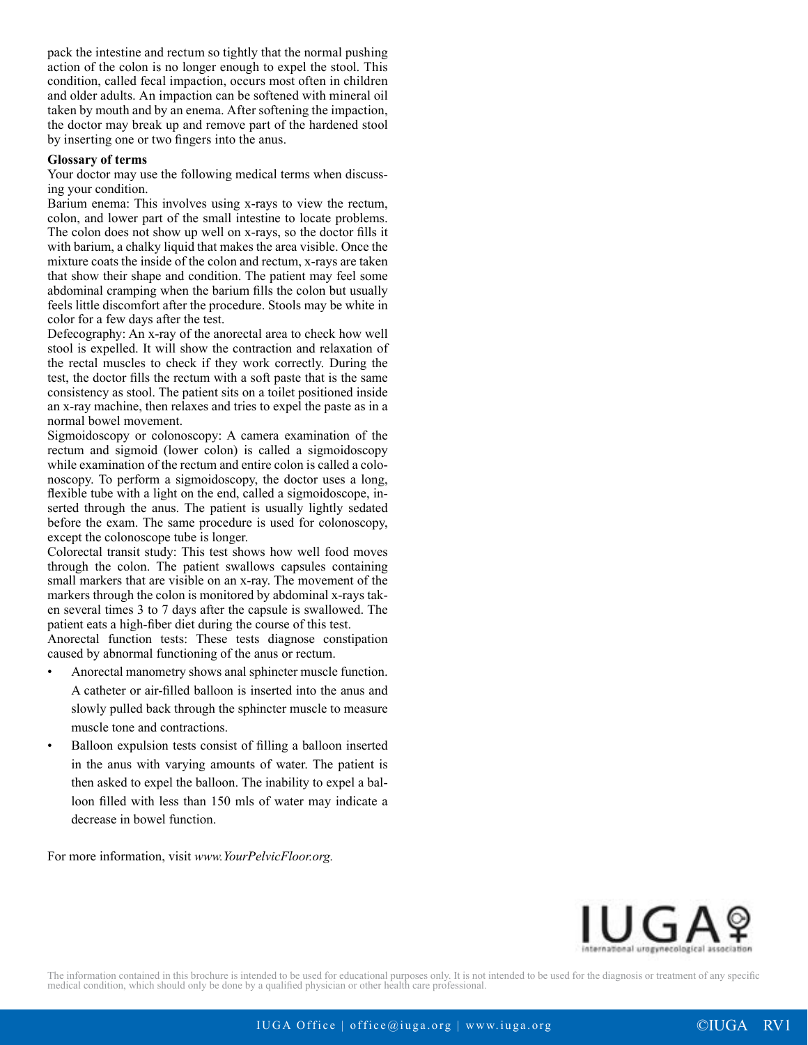pack the intestine and rectum so tightly that the normal pushing action of the colon is no longer enough to expel the stool. This condition, called fecal impaction, occurs most often in children and older adults. An impaction can be softened with mineral oil taken by mouth and by an enema. After softening the impaction, the doctor may break up and remove part of the hardened stool by inserting one or two fingers into the anus.

**Glossary of terms**

Your doctor may use the following medical terms when discussing your condition.

Barium enema: This involves using x-rays to view the rectum, colon, and lower part of the small intestine to locate problems. The colon does not show up well on x-rays, so the doctor fills it with barium, a chalky liquid that makes the area visible. Once the mixture coats the inside of the colon and rectum, x-rays are taken that show their shape and condition. The patient may feel some abdominal cramping when the barium fills the colon but usually feels little discomfort after the procedure. Stools may be white in color for a few days after the test.

Defecography: An x-ray of the anorectal area to check how well stool is expelled. It will show the contraction and relaxation of the rectal muscles to check if they work correctly. During the test, the doctor fills the rectum with a soft paste that is the same consistency as stool. The patient sits on a toilet positioned inside an x-ray machine, then relaxes and tries to expel the paste as in a normal bowel movement.

Sigmoidoscopy or colonoscopy: A camera examination of the rectum and sigmoid (lower colon) is called a sigmoidoscopy while examination of the rectum and entire colon is called a colonoscopy. To perform a sigmoidoscopy, the doctor uses a long, flexible tube with a light on the end, called a sigmoidoscope, inserted through the anus. The patient is usually lightly sedated before the exam. The same procedure is used for colonoscopy, except the colonoscope tube is longer.

Colorectal transit study: This test shows how well food moves through the colon. The patient swallows capsules containing small markers that are visible on an x-ray. The movement of the markers through the colon is monitored by abdominal x-rays taken several times 3 to 7 days after the capsule is swallowed. The patient eats a high-fiber diet during the course of this test.

Anorectal function tests: These tests diagnose constipation caused by abnormal functioning of the anus or rectum.

- Anorectal manometry shows anal sphincter muscle function. A catheter or air-filled balloon is inserted into the anus and slowly pulled back through the sphincter muscle to measure muscle tone and contractions.
- Balloon expulsion tests consist of filling a balloon inserted in the anus with varying amounts of water. The patient is then asked to expel the balloon. The inability to expel a balloon filled with less than 150 mls of water may indicate a decrease in bowel function.

For more information, visit *www.YourPelvicFloor.org.*

IUGA international urogynecological association

The information contained in this brochure is intended to be used for educational purposes only. It is not intended to be used for the diagnosis or treatment of any specific medical condition, which should only be done by a qualified physician or other health care professional.

IUGA Office | office@iuga.org | www.iuga.org

©IUGA RV1